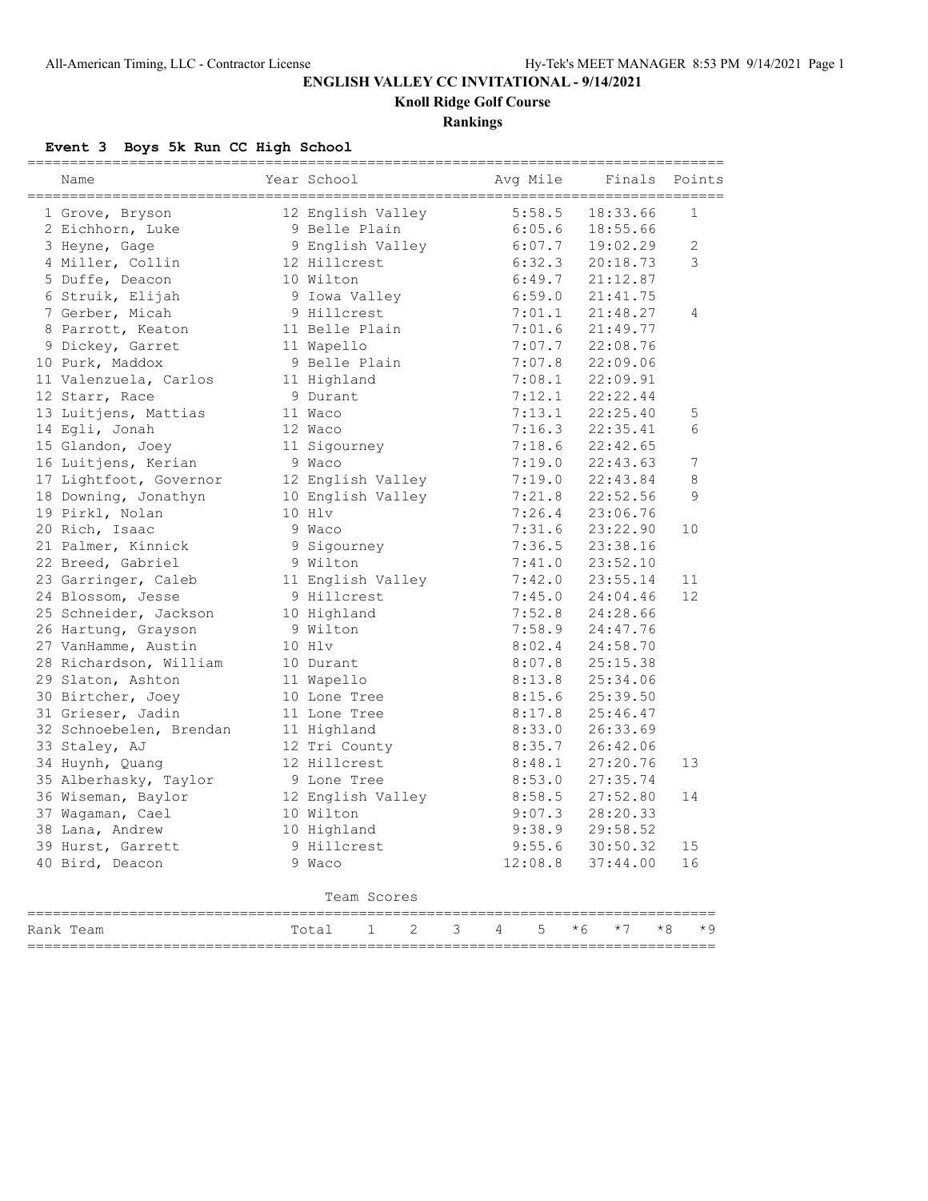# ENGLISH VALLEY CC INVITATIONAL - 9/14/2021

## Knoll Ridge Golf Course

## Rankings

### Event 3 Boys 5k Run CC High School

| | Name | Year | School | Avg Mile | Finals | Points |
|---|---|---|---|---|---|---|
| 1 | Grove, Bryson | 12 | English Valley | 5:58.5 | 18:33.66 | 1 |
| 2 | Eichhorn, Luke | 9 | Belle Plain | 6:05.6 | 18:55.66 | |
| 3 | Heyne, Gage | 9 | English Valley | 6:07.7 | 19:02.29 | 2 |
| 4 | Miller, Collin | 12 | Hillcrest | 6:32.3 | 20:18.73 | 3 |
| 5 | Duffe, Deacon | 10 | Wilton | 6:49.7 | 21:12.87 | |
| 6 | Struik, Elijah | 9 | Iowa Valley | 6:59.0 | 21:41.75 | |
| 7 | Gerber, Micah | 9 | Hillcrest | 7:01.1 | 21:48.27 | 4 |
| 8 | Parrott, Keaton | 11 | Belle Plain | 7:01.6 | 21:49.77 | |
| 9 | Dickey, Garret | 11 | Wapello | 7:07.7 | 22:08.76 | |
| 10 | Purk, Maddox | 9 | Belle Plain | 7:07.8 | 22:09.06 | |
| 11 | Valenzuela, Carlos | 11 | Highland | 7:08.1 | 22:09.91 | |
| 12 | Starr, Race | 9 | Durant | 7:12.1 | 22:22.44 | |
| 13 | Luitjens, Mattias | 11 | Waco | 7:13.1 | 22:25.40 | 5 |
| 14 | Egli, Jonah | 12 | Waco | 7:16.3 | 22:35.41 | 6 |
| 15 | Glandon, Joey | 11 | Sigourney | 7:18.6 | 22:42.65 | |
| 16 | Luitjens, Kerian | 9 | Waco | 7:19.0 | 22:43.63 | 7 |
| 17 | Lightfoot, Governor | 12 | English Valley | 7:19.0 | 22:43.84 | 8 |
| 18 | Downing, Jonathyn | 10 | English Valley | 7:21.8 | 22:52.56 | 9 |
| 19 | Pirkl, Nolan | 10 | Hlv | 7:26.4 | 23:06.76 | |
| 20 | Rich, Isaac | 9 | Waco | 7:31.6 | 23:22.90 | 10 |
| 21 | Palmer, Kinnick | 9 | Sigourney | 7:36.5 | 23:38.16 | |
| 22 | Breed, Gabriel | 9 | Wilton | 7:41.0 | 23:52.10 | |
| 23 | Garringer, Caleb | 11 | English Valley | 7:42.0 | 23:55.14 | 11 |
| 24 | Blossom, Jesse | 9 | Hillcrest | 7:45.0 | 24:04.46 | 12 |
| 25 | Schneider, Jackson | 10 | Highland | 7:52.8 | 24:28.66 | |
| 26 | Hartung, Grayson | 9 | Wilton | 7:58.9 | 24:47.76 | |
| 27 | VanHamme, Austin | 10 | Hlv | 8:02.4 | 24:58.70 | |
| 28 | Richardson, William | 10 | Durant | 8:07.8 | 25:15.38 | |
| 29 | Slaton, Ashton | 11 | Wapello | 8:13.8 | 25:34.06 | |
| 30 | Birtcher, Joey | 10 | Lone Tree | 8:15.6 | 25:39.50 | |
| 31 | Grieser, Jadin | 11 | Lone Tree | 8:17.8 | 25:46.47 | |
| 32 | Schnoebelen, Brendan | 11 | Highland | 8:33.0 | 26:33.69 | |
| 33 | Staley, AJ | 12 | Tri County | 8:35.7 | 26:42.06 | |
| 34 | Huynh, Quang | 12 | Hillcrest | 8:48.1 | 27:20.76 | 13 |
| 35 | Alberhasky, Taylor | 9 | Lone Tree | 8:53.0 | 27:35.74 | |
| 36 | Wiseman, Baylor | 12 | English Valley | 8:58.5 | 27:52.80 | 14 |
| 37 | Wagaman, Cael | 10 | Wilton | 9:07.3 | 28:20.33 | |
| 38 | Lana, Andrew | 10 | Highland | 9:38.9 | 29:58.52 | |
| 39 | Hurst, Garrett | 9 | Hillcrest | 9:55.6 | 30:50.32 | 15 |
| 40 | Bird, Deacon | 9 | Waco | 12:08.8 | 37:44.00 | 16 |

Team Scores

| Rank | Team | Total | 1 | 2 | 3 | 4 | 5 | *6 | *7 | *8 | *9 |
|---|---|---|---|---|---|---|---|---|---|---|---|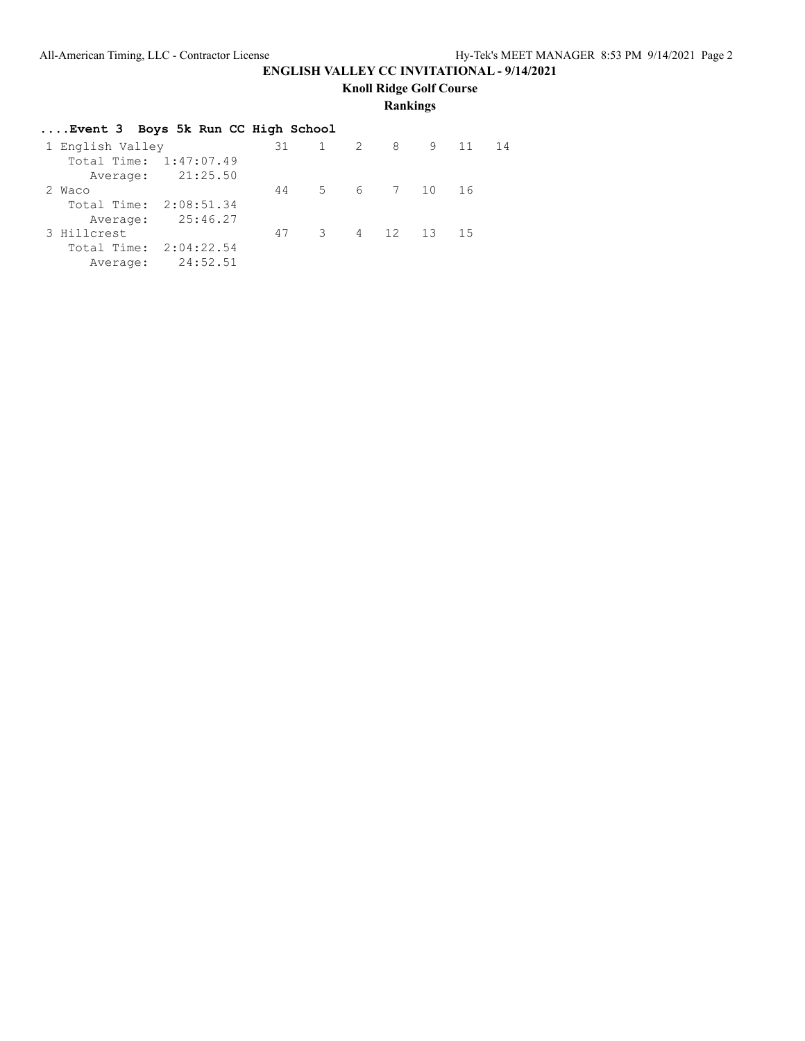**ENGLISH VALLEY CC INVITATIONAL - 9/14/2021**

**Knoll Ridge Golf Course**

**Rankings**

**....Event 3 Boys 5k Run CC High School**

| | | | | | | | | |
|---|---|---|---|---|---|---|---|---|
| 1 English Valley | | 31 | 1 | 2 | 8 | 9 | 11 | 14 |
| Total Time: | 1:47:07.49 | | | | | | | |
| Average: | 21:25.50 | | | | | | | |
| 2 Waco | | 44 | 5 | 6 | 7 | 10 | 16 | |
| Total Time: | 2:08:51.34 | | | | | | | |
| Average: | 25:46.27 | | | | | | | |
| 3 Hillcrest | | 47 | 3 | 4 | 12 | 13 | 15 | |
| Total Time: | 2:04:22.54 | | | | | | | |
| Average: | 24:52.51 | | | | | | | |